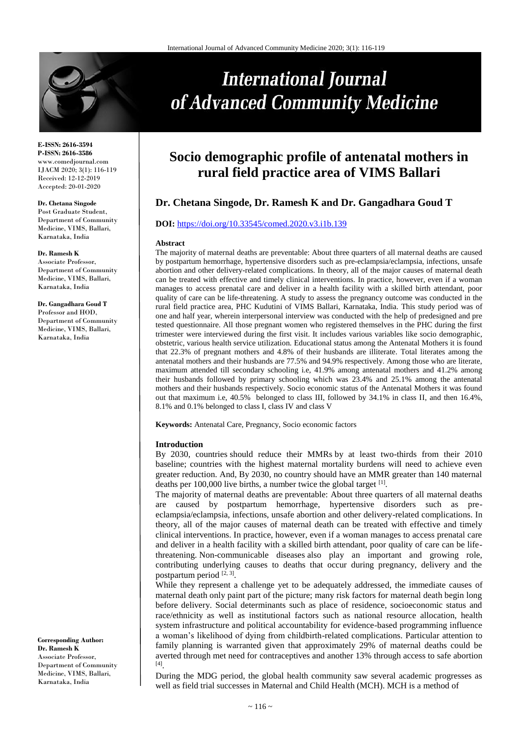# Socio demographic profile of antenatal mothers in rural field practice area of VIMS Ballari

**Dr. Chetana Singode, Dr. Ramesh K and Dr. Gangadhara Goud T**

**DOI:** https://doi.org/10.33545/comed.2020.v3.i1b.139

E-ISSN: 2616-3594
P-ISSN: 2616-3586
www.comedjournal.com
IJACM 2020; 3(1): 116-119
Received: 12-12-2019
Accepted: 20-01-2020

**Dr. Chetana Singode**
Post Graduate Student, Department of Community Medicine, VIMS, Ballari, Karnataka, India

**Dr. Ramesh K**
Associate Professor, Department of Community Medicine, VIMS, Ballari, Karnataka, India

**Dr. Gangadhara Goud T**
Professor and HOD, Department of Community Medicine, VIMS, Ballari, Karnataka, India

**Corresponding Author:**
**Dr. Ramesh K**
Associate Professor, Department of Community Medicine, VIMS, Ballari, Karnataka, India

### Abstract

The majority of maternal deaths are preventable: About three quarters of all maternal deaths are caused by postpartum hemorrhage, hypertensive disorders such as pre-eclampsia/eclampsia, infections, unsafe abortion and other delivery-related complications. In theory, all of the major causes of maternal death can be treated with effective and timely clinical interventions. In practice, however, even if a woman manages to access prenatal care and deliver in a health facility with a skilled birth attendant, poor quality of care can be life-threatening. A study to assess the pregnancy outcome was conducted in the rural field practice area, PHC Kudutini of VIMS Ballari, Karnataka, India. This study period was of one and half year, wherein interpersonal interview was conducted with the help of predesigned and pre tested questionnaire. All those pregnant women who registered themselves in the PHC during the first trimester were interviewed during the first visit. It includes various variables like socio demographic, obstetric, various health service utilization. Educational status among the Antenatal Mothers it is found that 22.3% of pregnant mothers and 4.8% of their husbands are illiterate. Total literates among the antenatal mothers and their husbands are 77.5% and 94.9% respectively. Among those who are literate, maximum attended till secondary schooling i.e, 41.9% among antenatal mothers and 41.2% among their husbands followed by primary schooling which was 23.4% and 25.1% among the antenatal mothers and their husbands respectively. Socio economic status of the Antenatal Mothers it was found out that maximum i.e, 40.5% belonged to class III, followed by 34.1% in class II, and then 16.4%, 8.1% and 0.1% belonged to class I, class IV and class V

**Keywords:** Antenatal Care, Pregnancy, Socio economic factors

### Introduction

By 2030, countries should reduce their MMRs by at least two-thirds from their 2010 baseline; countries with the highest maternal mortality burdens will need to achieve even greater reduction. And, By 2030, no country should have an MMR greater than 140 maternal deaths per 100,000 live births, a number twice the global target [1].

The majority of maternal deaths are preventable: About three quarters of all maternal deaths are caused by postpartum hemorrhage, hypertensive disorders such as pre-eclampsia/eclampsia, infections, unsafe abortion and other delivery-related complications. In theory, all of the major causes of maternal death can be treated with effective and timely clinical interventions. In practice, however, even if a woman manages to access prenatal care and deliver in a health facility with a skilled birth attendant, poor quality of care can be life-threatening. Non-communicable diseases also play an important and growing role, contributing underlying causes to deaths that occur during pregnancy, delivery and the postpartum period [2, 3].

While they represent a challenge yet to be adequately addressed, the immediate causes of maternal death only paint part of the picture; many risk factors for maternal death begin long before delivery. Social determinants such as place of residence, socioeconomic status and race/ethnicity as well as institutional factors such as national resource allocation, health system infrastructure and political accountability for evidence-based programming influence a woman's likelihood of dying from childbirth-related complications. Particular attention to family planning is warranted given that approximately 29% of maternal deaths could be averted through met need for contraceptives and another 13% through access to safe abortion [4].

During the MDG period, the global health community saw several academic progresses as well as field trial successes in Maternal and Child Health (MCH). MCH is a method of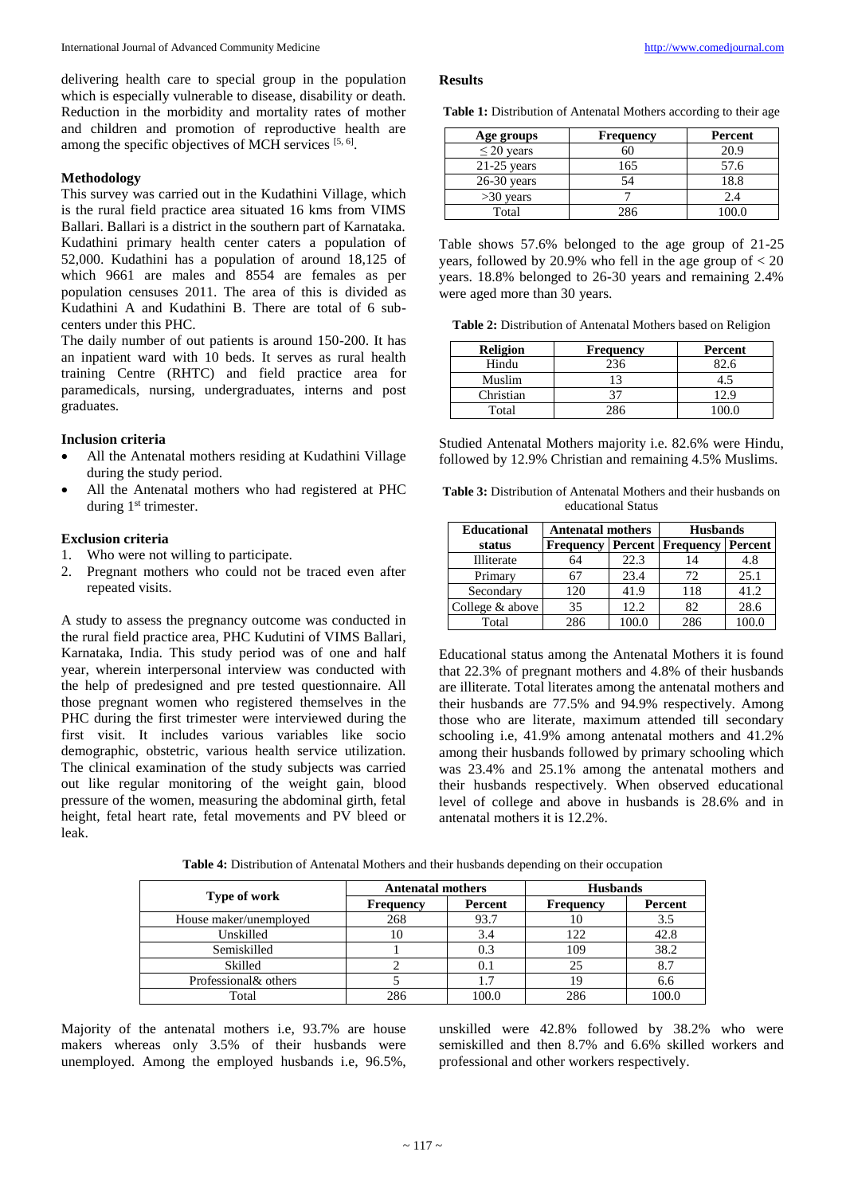delivering health care to special group in the population which is especially vulnerable to disease, disability or death. Reduction in the morbidity and mortality rates of mother and children and promotion of reproductive health are among the specific objectives of MCH services [5, 6].

### Methodology

This survey was carried out in the Kudathini Village, which is the rural field practice area situated 16 kms from VIMS Ballari. Ballari is a district in the southern part of Karnataka. Kudathini primary health center caters a population of 52,000. Kudathini has a population of around 18,125 of which 9661 are males and 8554 are females as per population censuses 2011. The area of this is divided as Kudathini A and Kudathini B. There are total of 6 sub-centers under this PHC.

The daily number of out patients is around 150-200. It has an inpatient ward with 10 beds. It serves as rural health training Centre (RHTC) and field practice area for paramedicals, nursing, undergraduates, interns and post graduates.

### Inclusion criteria

- All the Antenatal mothers residing at Kudathini Village during the study period.
- All the Antenatal mothers who had registered at PHC during 1st trimester.

### Exclusion criteria

1. Who were not willing to participate.
2. Pregnant mothers who could not be traced even after repeated visits.

A study to assess the pregnancy outcome was conducted in the rural field practice area, PHC Kudutini of VIMS Ballari, Karnataka, India. This study period was of one and half year, wherein interpersonal interview was conducted with the help of predesigned and pre tested questionnaire. All those pregnant women who registered themselves in the PHC during the first trimester were interviewed during the first visit. It includes various variables like socio demographic, obstetric, various health service utilization. The clinical examination of the study subjects was carried out like regular monitoring of the weight gain, blood pressure of the women, measuring the abdominal girth, fetal height, fetal heart rate, fetal movements and PV bleed or leak.

### Results

**Table 1:** Distribution of Antenatal Mothers according to their age

| Age groups | Frequency | Percent |
|---|---|---|
| ≤ 20 years | 60 | 20.9 |
| 21-25 years | 165 | 57.6 |
| 26-30 years | 54 | 18.8 |
| >30 years | 7 | 2.4 |
| Total | 286 | 100.0 |

Table shows 57.6% belonged to the age group of 21-25 years, followed by 20.9% who fell in the age group of < 20 years. 18.8% belonged to 26-30 years and remaining 2.4% were aged more than 30 years.

**Table 2:** Distribution of Antenatal Mothers based on Religion

| Religion | Frequency | Percent |
|---|---|---|
| Hindu | 236 | 82.6 |
| Muslim | 13 | 4.5 |
| Christian | 37 | 12.9 |
| Total | 286 | 100.0 |

Studied Antenatal Mothers majority i.e. 82.6% were Hindu, followed by 12.9% Christian and remaining 4.5% Muslims.

**Table 3:** Distribution of Antenatal Mothers and their husbands on educational Status

| Educational status | Antenatal mothers | | Husbands | |
|---|---|---|---|---|
| | Frequency | Percent | Frequency | Percent |
| Illiterate | 64 | 22.3 | 14 | 4.8 |
| Primary | 67 | 23.4 | 72 | 25.1 |
| Secondary | 120 | 41.9 | 118 | 41.2 |
| College & above | 35 | 12.2 | 82 | 28.6 |
| Total | 286 | 100.0 | 286 | 100.0 |

Educational status among the Antenatal Mothers it is found that 22.3% of pregnant mothers and 4.8% of their husbands are illiterate. Total literates among the antenatal mothers and their husbands are 77.5% and 94.9% respectively. Among those who are literate, maximum attended till secondary schooling i.e, 41.9% among antenatal mothers and 41.2% among their husbands followed by primary schooling which was 23.4% and 25.1% among the antenatal mothers and their husbands respectively. When observed educational level of college and above in husbands is 28.6% and in antenatal mothers it is 12.2%.

**Table 4:** Distribution of Antenatal Mothers and their husbands depending on their occupation

| Type of work | Antenatal mothers | | Husbands | |
|---|---|---|---|---|
| | Frequency | Percent | Frequency | Percent |
| House maker/unemployed | 268 | 93.7 | 10 | 3.5 |
| Unskilled | 10 | 3.4 | 122 | 42.8 |
| Semiskilled | 1 | 0.3 | 109 | 38.2 |
| Skilled | 2 | 0.1 | 25 | 8.7 |
| Professional& others | 5 | 1.7 | 19 | 6.6 |
| Total | 286 | 100.0 | 286 | 100.0 |

Majority of the antenatal mothers i.e, 93.7% are house makers whereas only 3.5% of their husbands were unemployed. Among the employed husbands i.e, 96.5%, unskilled were 42.8% followed by 38.2% who were semiskilled and then 8.7% and 6.6% skilled workers and professional and other workers respectively.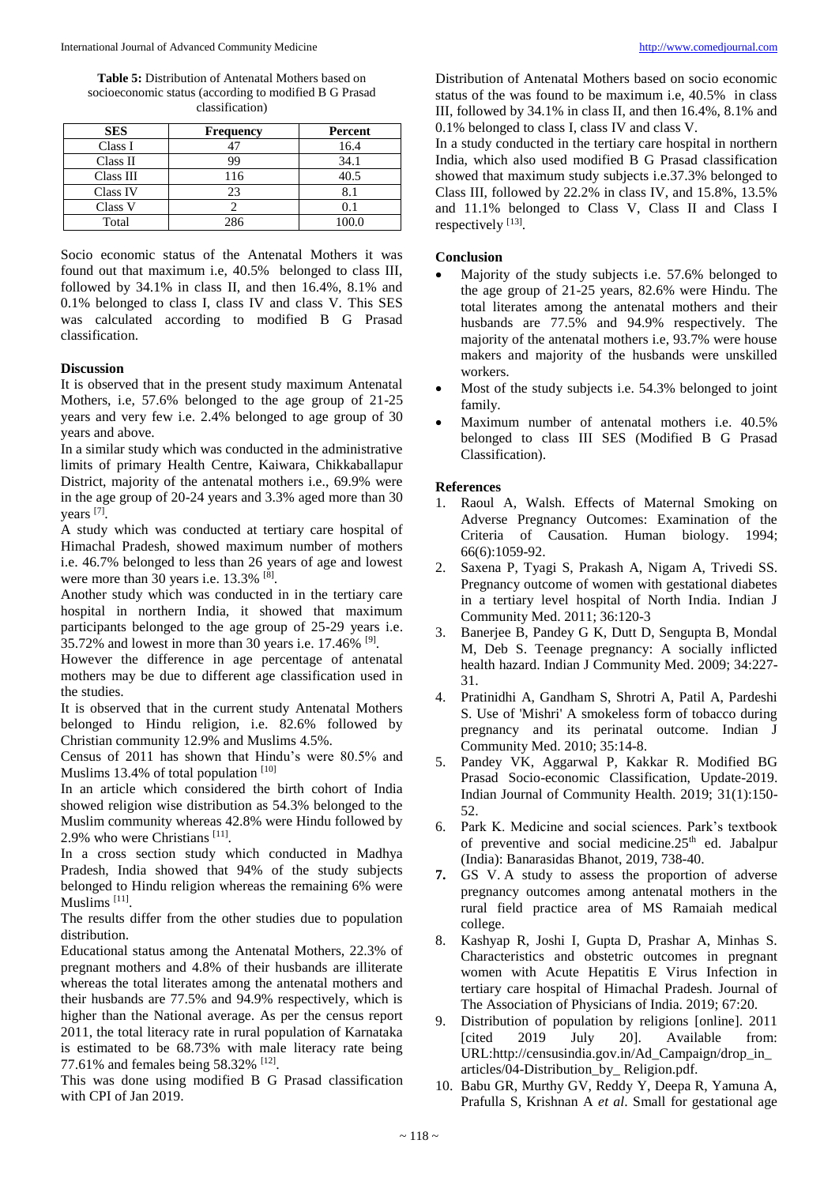**Table 5:** Distribution of Antenatal Mothers based on socioeconomic status (according to modified B G Prasad classification)

| SES | Frequency | Percent |
|---|---|---|
| Class I | 47 | 16.4 |
| Class II | 99 | 34.1 |
| Class III | 116 | 40.5 |
| Class IV | 23 | 8.1 |
| Class V | 2 | 0.1 |
| Total | 286 | 100.0 |

Socio economic status of the Antenatal Mothers it was found out that maximum i.e, 40.5% belonged to class III, followed by 34.1% in class II, and then 16.4%, 8.1% and 0.1% belonged to class I, class IV and class V. This SES was calculated according to modified B G Prasad classification.

### Discussion

It is observed that in the present study maximum Antenatal Mothers, i.e, 57.6% belonged to the age group of 21-25 years and very few i.e. 2.4% belonged to age group of 30 years and above.

In a similar study which was conducted in the administrative limits of primary Health Centre, Kaiwara, Chikkaballapur District, majority of the antenatal mothers i.e., 69.9% were in the age group of 20-24 years and 3.3% aged more than 30 years [7].

A study which was conducted at tertiary care hospital of Himachal Pradesh, showed maximum number of mothers i.e. 46.7% belonged to less than 26 years of age and lowest were more than 30 years i.e. 13.3% [8].

Another study which was conducted in in the tertiary care hospital in northern India, it showed that maximum participants belonged to the age group of 25-29 years i.e. 35.72% and lowest in more than 30 years i.e. 17.46% [9].

However the difference in age percentage of antenatal mothers may be due to different age classification used in the studies.

It is observed that in the current study Antenatal Mothers belonged to Hindu religion, i.e. 82.6% followed by Christian community 12.9% and Muslims 4.5%.

Census of 2011 has shown that Hindu's were 80.5% and Muslims 13.4% of total population [10]

In an article which considered the birth cohort of India showed religion wise distribution as 54.3% belonged to the Muslim community whereas 42.8% were Hindu followed by 2.9% who were Christians [11].

In a cross section study which conducted in Madhya Pradesh, India showed that 94% of the study subjects belonged to Hindu religion whereas the remaining 6% were Muslims [11].

The results differ from the other studies due to population distribution.

Educational status among the Antenatal Mothers, 22.3% of pregnant mothers and 4.8% of their husbands are illiterate whereas the total literates among the antenatal mothers and their husbands are 77.5% and 94.9% respectively, which is higher than the National average. As per the census report 2011, the total literacy rate in rural population of Karnataka is estimated to be 68.73% with male literacy rate being 77.61% and females being 58.32% [12].

This was done using modified B G Prasad classification with CPI of Jan 2019.

Distribution of Antenatal Mothers based on socio economic status of the was found to be maximum i.e, 40.5% in class III, followed by 34.1% in class II, and then 16.4%, 8.1% and 0.1% belonged to class I, class IV and class V.

In a study conducted in the tertiary care hospital in northern India, which also used modified B G Prasad classification showed that maximum study subjects i.e.37.3% belonged to Class III, followed by 22.2% in class IV, and 15.8%, 13.5% and 11.1% belonged to Class V, Class II and Class I respectively [13].

### Conclusion

- Majority of the study subjects i.e. 57.6% belonged to the age group of 21-25 years, 82.6% were Hindu. The total literates among the antenatal mothers and their husbands are 77.5% and 94.9% respectively. The majority of the antenatal mothers i.e, 93.7% were house makers and majority of the husbands were unskilled workers.
- Most of the study subjects i.e. 54.3% belonged to joint family.
- Maximum number of antenatal mothers i.e. 40.5% belonged to class III SES (Modified B G Prasad Classification).

### References

1. Raoul A, Walsh. Effects of Maternal Smoking on Adverse Pregnancy Outcomes: Examination of the Criteria of Causation. Human biology. 1994; 66(6):1059-92.
2. Saxena P, Tyagi S, Prakash A, Nigam A, Trivedi SS. Pregnancy outcome of women with gestational diabetes in a tertiary level hospital of North India. Indian J Community Med. 2011; 36:120-3
3. Banerjee B, Pandey G K, Dutt D, Sengupta B, Mondal M, Deb S. Teenage pregnancy: A socially inflicted health hazard. Indian J Community Med. 2009; 34:227-31.
4. Pratinidhi A, Gandham S, Shrotri A, Patil A, Pardeshi S. Use of 'Mishri' A smokeless form of tobacco during pregnancy and its perinatal outcome. Indian J Community Med. 2010; 35:14-8.
5. Pandey VK, Aggarwal P, Kakkar R. Modified BG Prasad Socio-economic Classification, Update-2019. Indian Journal of Community Health. 2019; 31(1):150-52.
6. Park K. Medicine and social sciences. Park's textbook of preventive and social medicine.25th ed. Jabalpur (India): Banarasidas Bhanot, 2019, 738-40.
7. GS V. A study to assess the proportion of adverse pregnancy outcomes among antenatal mothers in the rural field practice area of MS Ramaiah medical college.
8. Kashyap R, Joshi I, Gupta D, Prashar A, Minhas S. Characteristics and obstetric outcomes in pregnant women with Acute Hepatitis E Virus Infection in tertiary care hospital of Himachal Pradesh. Journal of The Association of Physicians of India. 2019; 67:20.
9. Distribution of population by religions [online]. 2011 [cited 2019 July 20]. Available from: URL:http://censusindia.gov.in/Ad_Campaign/drop_in_articles/04-Distribution_by_ Religion.pdf.
10. Babu GR, Murthy GV, Reddy Y, Deepa R, Yamuna A, Prafulla S, Krishnan A *et al*. Small for gestational age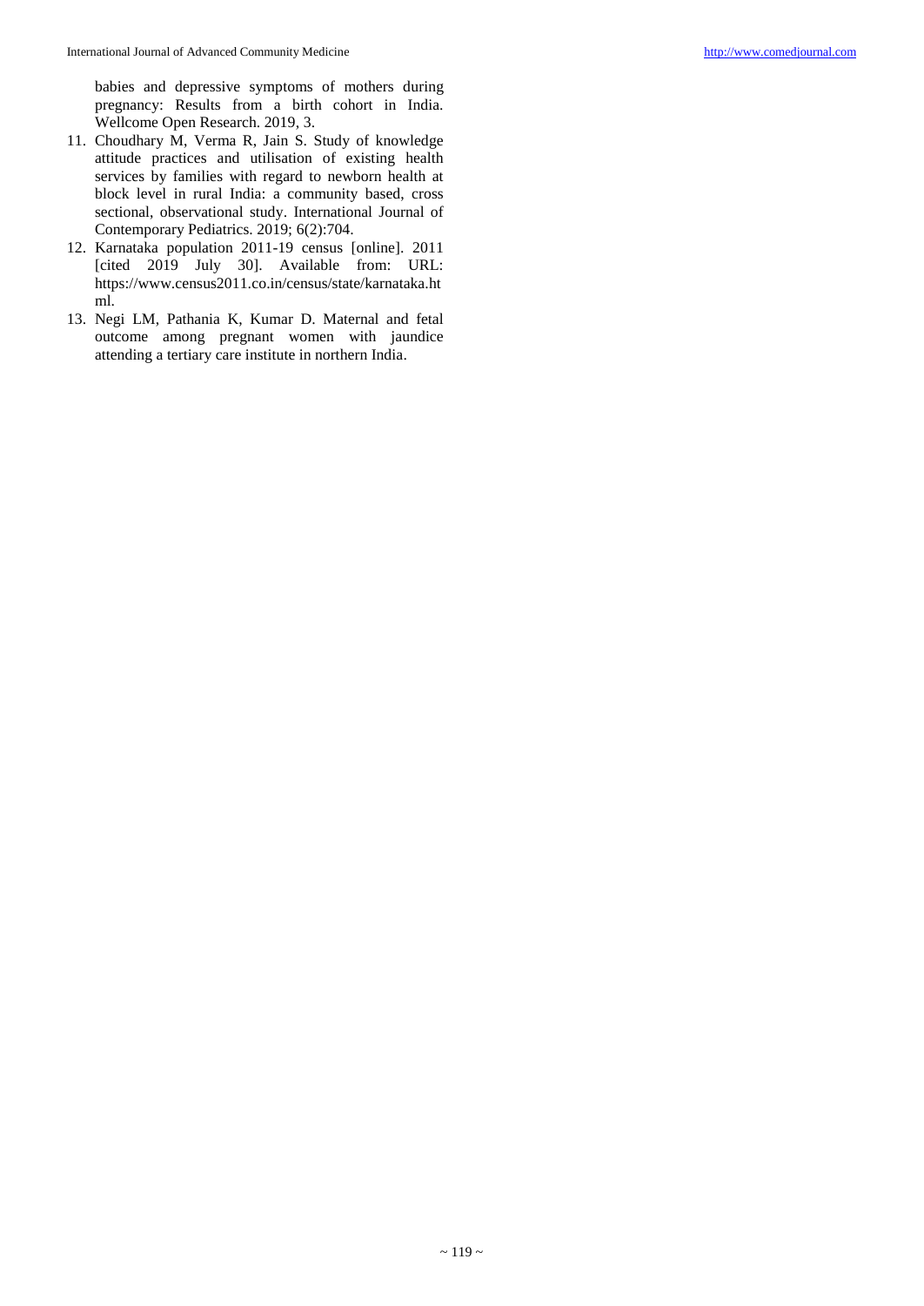babies and depressive symptoms of mothers during pregnancy: Results from a birth cohort in India. Wellcome Open Research. 2019, 3.

11. Choudhary M, Verma R, Jain S. Study of knowledge attitude practices and utilisation of existing health services by families with regard to newborn health at block level in rural India: a community based, cross sectional, observational study. International Journal of Contemporary Pediatrics. 2019; 6(2):704.
12. Karnataka population 2011-19 census [online]. 2011 [cited 2019 July 30]. Available from: URL: https://www.census2011.co.in/census/state/karnataka.html.
13. Negi LM, Pathania K, Kumar D. Maternal and fetal outcome among pregnant women with jaundice attending a tertiary care institute in northern India.